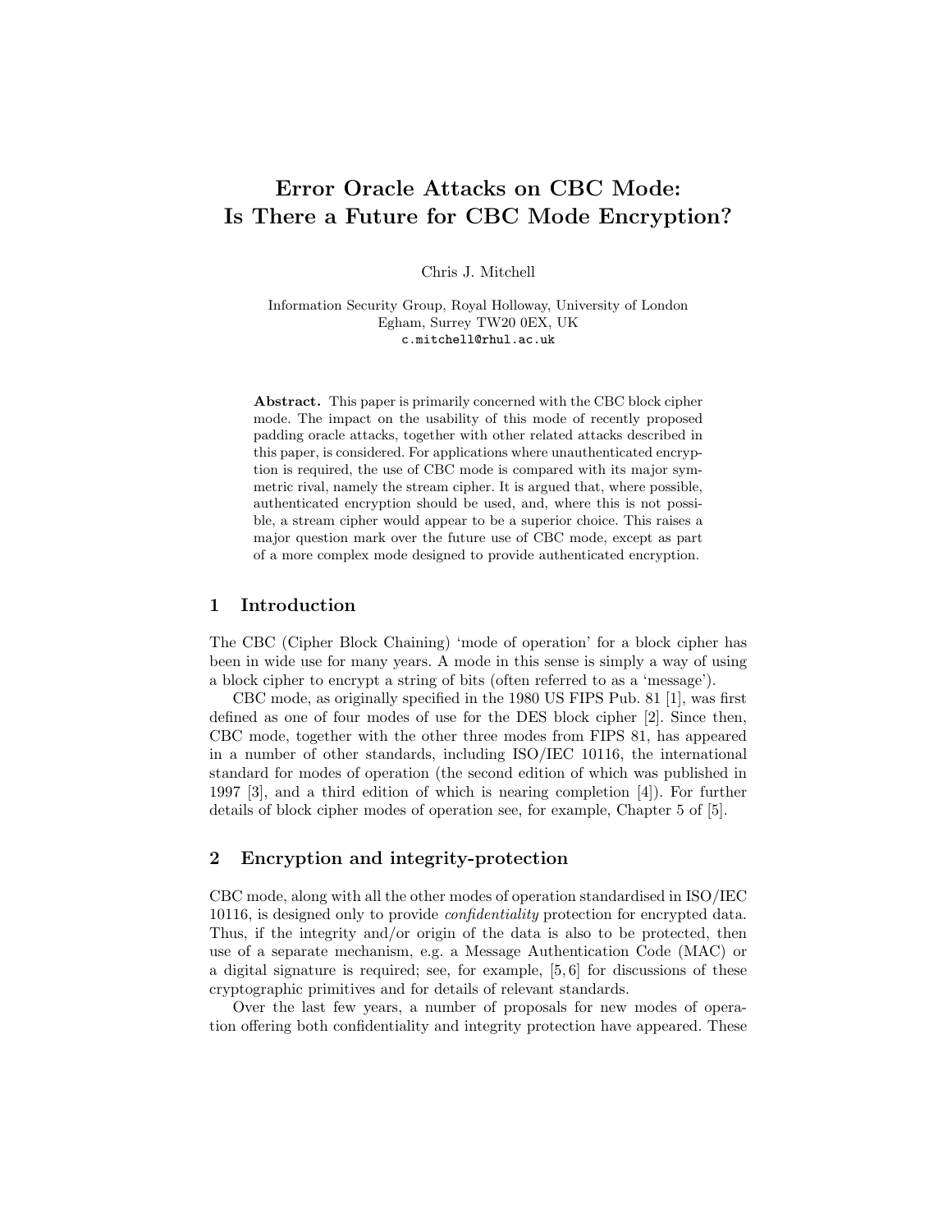# Error Oracle Attacks on CBC Mode: Is There a Future for CBC Mode Encryption?

Chris J. Mitchell

Information Security Group, Royal Holloway, University of London
Egham, Surrey TW20 0EX, UK
c.mitchell@rhul.ac.uk

**Abstract.** This paper is primarily concerned with the CBC block cipher mode. The impact on the usability of this mode of recently proposed padding oracle attacks, together with other related attacks described in this paper, is considered. For applications where unauthenticated encryption is required, the use of CBC mode is compared with its major symmetric rival, namely the stream cipher. It is argued that, where possible, authenticated encryption should be used, and, where this is not possible, a stream cipher would appear to be a superior choice. This raises a major question mark over the future use of CBC mode, except as part of a more complex mode designed to provide authenticated encryption.

## 1 Introduction

The CBC (Cipher Block Chaining) 'mode of operation' for a block cipher has been in wide use for many years. A mode in this sense is simply a way of using a block cipher to encrypt a string of bits (often referred to as a 'message').

CBC mode, as originally specified in the 1980 US FIPS Pub. 81 [1], was first defined as one of four modes of use for the DES block cipher [2]. Since then, CBC mode, together with the other three modes from FIPS 81, has appeared in a number of other standards, including ISO/IEC 10116, the international standard for modes of operation (the second edition of which was published in 1997 [3], and a third edition of which is nearing completion [4]). For further details of block cipher modes of operation see, for example, Chapter 5 of [5].

## 2 Encryption and integrity-protection

CBC mode, along with all the other modes of operation standardised in ISO/IEC 10116, is designed only to provide *confidentiality* protection for encrypted data. Thus, if the integrity and/or origin of the data is also to be protected, then use of a separate mechanism, e.g. a Message Authentication Code (MAC) or a digital signature is required; see, for example, [5, 6] for discussions of these cryptographic primitives and for details of relevant standards.

Over the last few years, a number of proposals for new modes of operation offering both confidentiality and integrity protection have appeared. These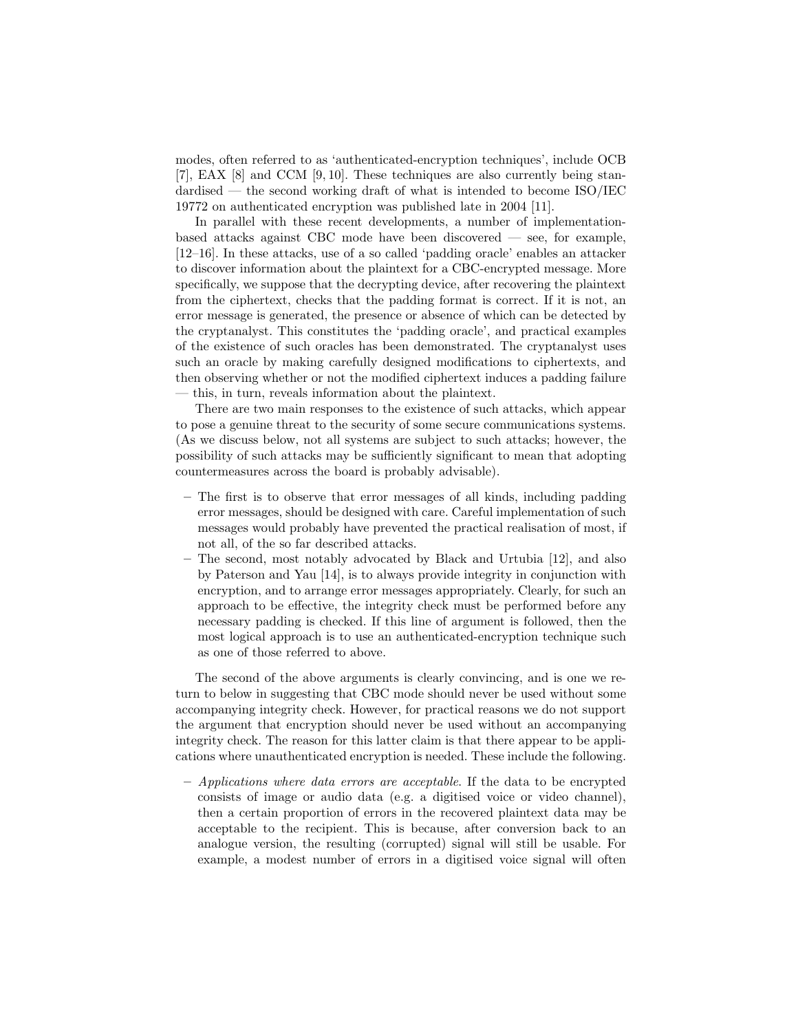modes, often referred to as 'authenticated-encryption techniques', include OCB [7], EAX [8] and CCM [9, 10]. These techniques are also currently being standardised — the second working draft of what is intended to become ISO/IEC 19772 on authenticated encryption was published late in 2004 [11].

In parallel with these recent developments, a number of implementation-based attacks against CBC mode have been discovered — see, for example, [12–16]. In these attacks, use of a so called 'padding oracle' enables an attacker to discover information about the plaintext for a CBC-encrypted message. More specifically, we suppose that the decrypting device, after recovering the plaintext from the ciphertext, checks that the padding format is correct. If it is not, an error message is generated, the presence or absence of which can be detected by the cryptanalyst. This constitutes the 'padding oracle', and practical examples of the existence of such oracles has been demonstrated. The cryptanalyst uses such an oracle by making carefully designed modifications to ciphertexts, and then observing whether or not the modified ciphertext induces a padding failure — this, in turn, reveals information about the plaintext.

There are two main responses to the existence of such attacks, which appear to pose a genuine threat to the security of some secure communications systems. (As we discuss below, not all systems are subject to such attacks; however, the possibility of such attacks may be sufficiently significant to mean that adopting countermeasures across the board is probably advisable).

- The first is to observe that error messages of all kinds, including padding error messages, should be designed with care. Careful implementation of such messages would probably have prevented the practical realisation of most, if not all, of the so far described attacks.
- The second, most notably advocated by Black and Urtubia [12], and also by Paterson and Yau [14], is to always provide integrity in conjunction with encryption, and to arrange error messages appropriately. Clearly, for such an approach to be effective, the integrity check must be performed before any necessary padding is checked. If this line of argument is followed, then the most logical approach is to use an authenticated-encryption technique such as one of those referred to above.

The second of the above arguments is clearly convincing, and is one we return to below in suggesting that CBC mode should never be used without some accompanying integrity check. However, for practical reasons we do not support the argument that encryption should never be used without an accompanying integrity check. The reason for this latter claim is that there appear to be applications where unauthenticated encryption is needed. These include the following.

- *Applications where data errors are acceptable.* If the data to be encrypted consists of image or audio data (e.g. a digitised voice or video channel), then a certain proportion of errors in the recovered plaintext data may be acceptable to the recipient. This is because, after conversion back to an analogue version, the resulting (corrupted) signal will still be usable. For example, a modest number of errors in a digitised voice signal will often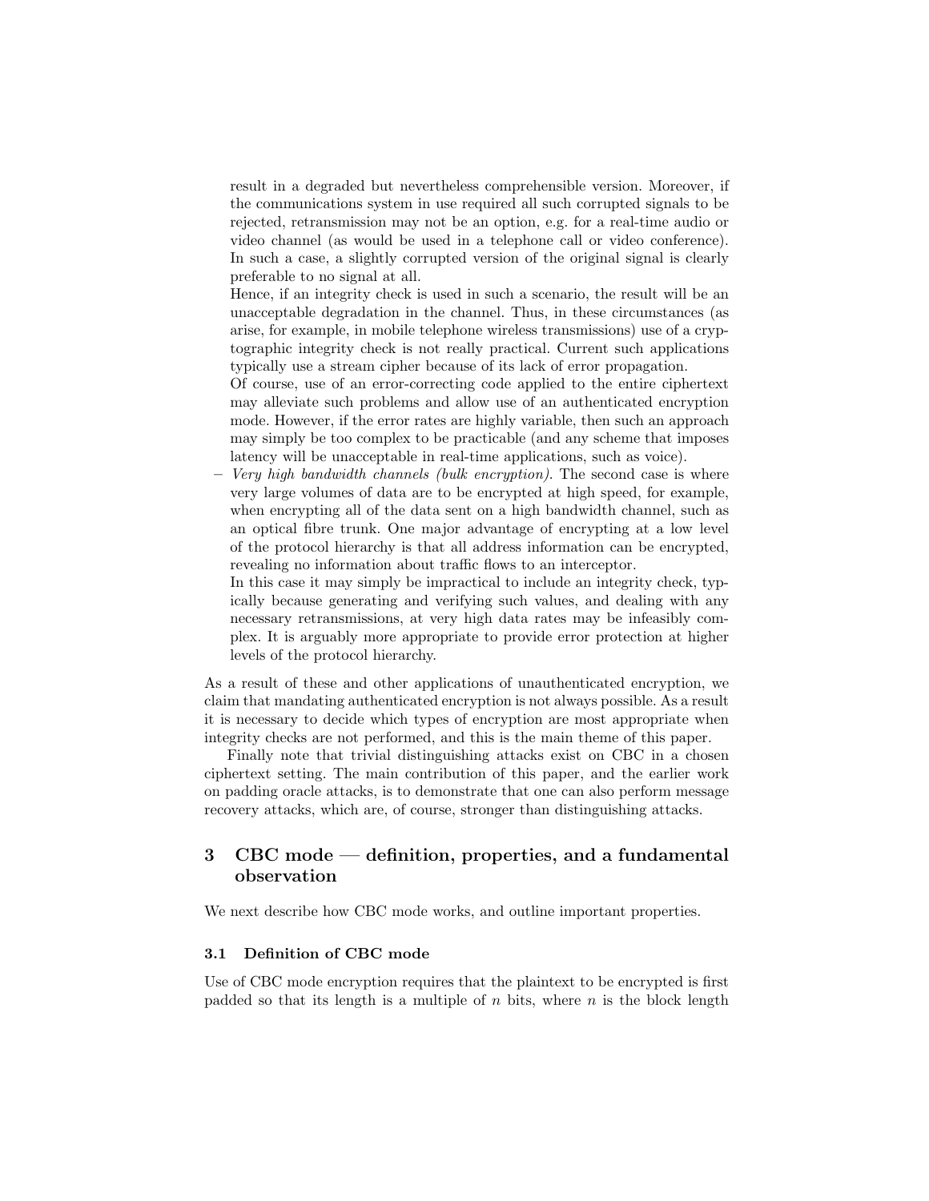result in a degraded but nevertheless comprehensible version. Moreover, if the communications system in use required all such corrupted signals to be rejected, retransmission may not be an option, e.g. for a real-time audio or video channel (as would be used in a telephone call or video conference). In such a case, a slightly corrupted version of the original signal is clearly preferable to no signal at all.

  Hence, if an integrity check is used in such a scenario, the result will be an unacceptable degradation in the channel. Thus, in these circumstances (as arise, for example, in mobile telephone wireless transmissions) use of a cryptographic integrity check is not really practical. Current such applications typically use a stream cipher because of its lack of error propagation.

  Of course, use of an error-correcting code applied to the entire ciphertext may alleviate such problems and allow use of an authenticated encryption mode. However, if the error rates are highly variable, then such an approach may simply be too complex to be practicable (and any scheme that imposes latency will be unacceptable in real-time applications, such as voice).

- *Very high bandwidth channels (bulk encryption).* The second case is where very large volumes of data are to be encrypted at high speed, for example, when encrypting all of the data sent on a high bandwidth channel, such as an optical fibre trunk. One major advantage of encrypting at a low level of the protocol hierarchy is that all address information can be encrypted, revealing no information about traffic flows to an interceptor.

  In this case it may simply be impractical to include an integrity check, typically because generating and verifying such values, and dealing with any necessary retransmissions, at very high data rates may be infeasibly complex. It is arguably more appropriate to provide error protection at higher levels of the protocol hierarchy.

As a result of these and other applications of unauthenticated encryption, we claim that mandating authenticated encryption is not always possible. As a result it is necessary to decide which types of encryption are most appropriate when integrity checks are not performed, and this is the main theme of this paper.

Finally note that trivial distinguishing attacks exist on CBC in a chosen ciphertext setting. The main contribution of this paper, and the earlier work on padding oracle attacks, is to demonstrate that one can also perform message recovery attacks, which are, of course, stronger than distinguishing attacks.

## 3 CBC mode — definition, properties, and a fundamental observation

We next describe how CBC mode works, and outline important properties.

### 3.1 Definition of CBC mode

Use of CBC mode encryption requires that the plaintext to be encrypted is first padded so that its length is a multiple of $n$ bits, where $n$ is the block length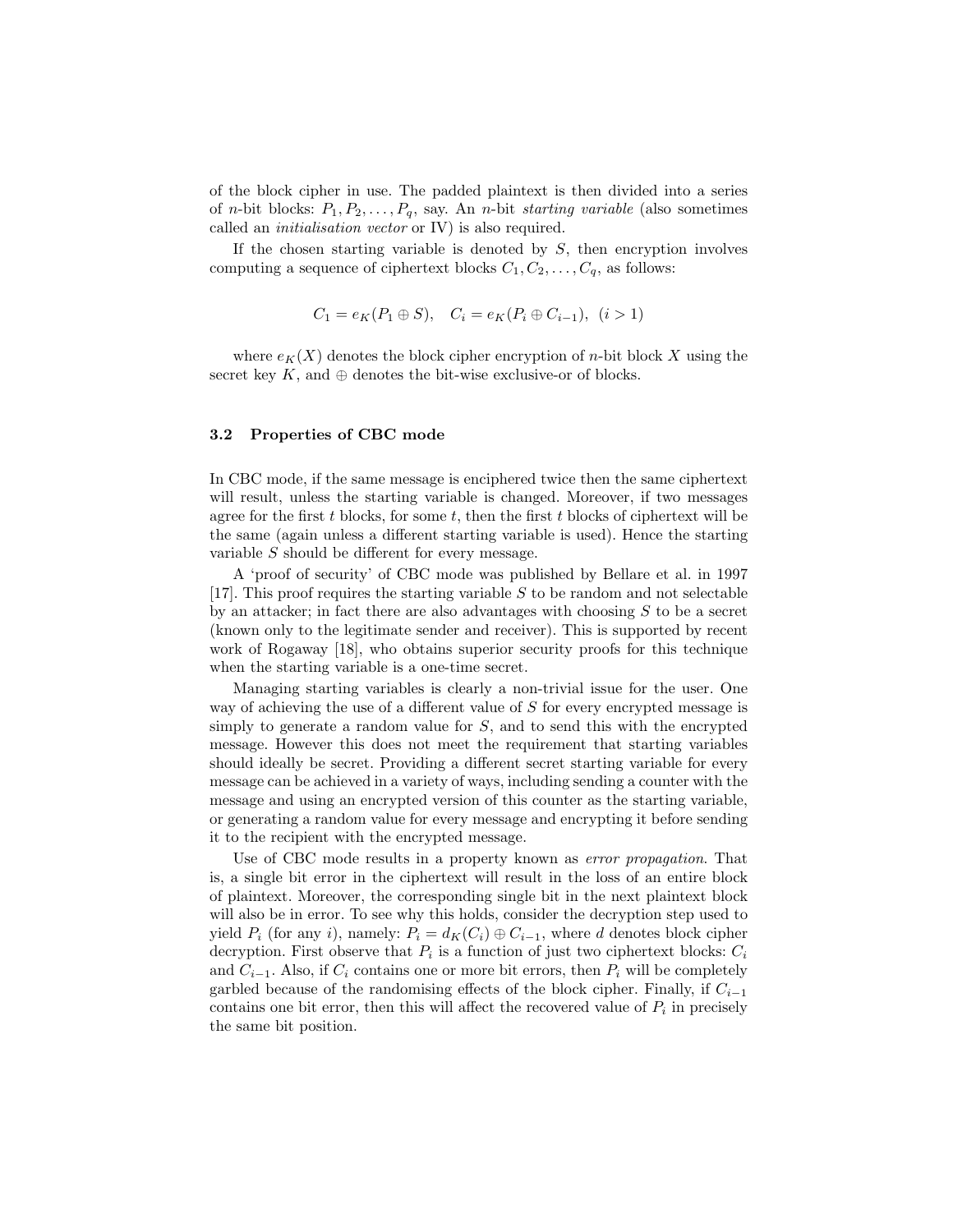of the block cipher in use. The padded plaintext is then divided into a series of $n$-bit blocks: $P_1, P_2, \ldots, P_q$, say. An $n$-bit *starting variable* (also sometimes called an *initialisation vector* or IV) is also required.

If the chosen starting variable is denoted by $S$, then encryption involves computing a sequence of ciphertext blocks $C_1, C_2, \ldots, C_q$, as follows:

$$C_1 = e_K(P_1 \oplus S), \quad C_i = e_K(P_i \oplus C_{i-1}), \ (i > 1)$$

where $e_K(X)$ denotes the block cipher encryption of $n$-bit block $X$ using the secret key $K$, and $\oplus$ denotes the bit-wise exclusive-or of blocks.

### 3.2 Properties of CBC mode

In CBC mode, if the same message is enciphered twice then the same ciphertext will result, unless the starting variable is changed. Moreover, if two messages agree for the first $t$ blocks, for some $t$, then the first $t$ blocks of ciphertext will be the same (again unless a different starting variable is used). Hence the starting variable $S$ should be different for every message.

A 'proof of security' of CBC mode was published by Bellare et al. in 1997 [17]. This proof requires the starting variable $S$ to be random and not selectable by an attacker; in fact there are also advantages with choosing $S$ to be a secret (known only to the legitimate sender and receiver). This is supported by recent work of Rogaway [18], who obtains superior security proofs for this technique when the starting variable is a one-time secret.

Managing starting variables is clearly a non-trivial issue for the user. One way of achieving the use of a different value of $S$ for every encrypted message is simply to generate a random value for $S$, and to send this with the encrypted message. However this does not meet the requirement that starting variables should ideally be secret. Providing a different secret starting variable for every message can be achieved in a variety of ways, including sending a counter with the message and using an encrypted version of this counter as the starting variable, or generating a random value for every message and encrypting it before sending it to the recipient with the encrypted message.

Use of CBC mode results in a property known as *error propagation*. That is, a single bit error in the ciphertext will result in the loss of an entire block of plaintext. Moreover, the corresponding single bit in the next plaintext block will also be in error. To see why this holds, consider the decryption step used to yield $P_i$ (for any $i$), namely: $P_i = d_K(C_i) \oplus C_{i-1}$, where $d$ denotes block cipher decryption. First observe that $P_i$ is a function of just two ciphertext blocks: $C_i$ and $C_{i-1}$. Also, if $C_i$ contains one or more bit errors, then $P_i$ will be completely garbled because of the randomising effects of the block cipher. Finally, if $C_{i-1}$ contains one bit error, then this will affect the recovered value of $P_i$ in precisely the same bit position.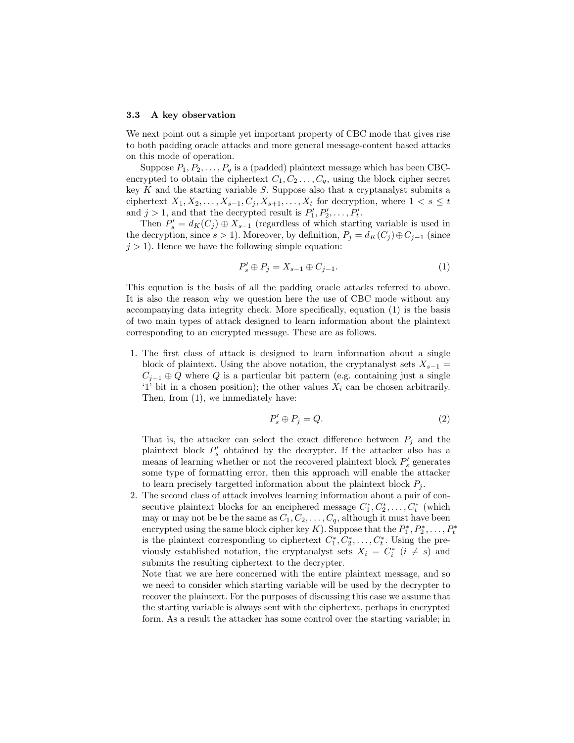### 3.3 A key observation

We next point out a simple yet important property of CBC mode that gives rise to both padding oracle attacks and more general message-content based attacks on this mode of operation.

Suppose $P_1, P_2, \ldots, P_q$ is a (padded) plaintext message which has been CBC-encrypted to obtain the ciphertext $C_1, C_2 \ldots, C_q$, using the block cipher secret key $K$ and the starting variable $S$. Suppose also that a cryptanalyst submits a ciphertext $X_1, X_2, \ldots, X_{s-1}, C_j, X_{s+1}, \ldots, X_t$ for decryption, where $1 < s \leq t$ and $j > 1$, and that the decrypted result is $P'_1, P'_2, \ldots, P'_t$.

Then $P'_s = d_K(C_j) \oplus X_{s-1}$ (regardless of which starting variable is used in the decryption, since $s > 1$). Moreover, by definition, $P_j = d_K(C_j) \oplus C_{j-1}$ (since $j > 1$). Hence we have the following simple equation:

$$P'_s \oplus P_j = X_{s-1} \oplus C_{j-1}. \tag{1}$$

This equation is the basis of all the padding oracle attacks referred to above. It is also the reason why we question here the use of CBC mode without any accompanying data integrity check. More specifically, equation (1) is the basis of two main types of attack designed to learn information about the plaintext corresponding to an encrypted message. These are as follows.

1. The first class of attack is designed to learn information about a single block of plaintext. Using the above notation, the cryptanalyst sets $X_{s-1} = C_{j-1} \oplus Q$ where $Q$ is a particular bit pattern (e.g. containing just a single '1' bit in a chosen position); the other values $X_i$ can be chosen arbitrarily. Then, from (1), we immediately have:

$$P'_s \oplus P_j = Q. \tag{2}$$

   That is, the attacker can select the exact difference between $P_j$ and the plaintext block $P'_s$ obtained by the decrypter. If the attacker also has a means of learning whether or not the recovered plaintext block $P'_s$ generates some type of formatting error, then this approach will enable the attacker to learn precisely targetted information about the plaintext block $P_j$.

2. The second class of attack involves learning information about a pair of consecutive plaintext blocks for an enciphered message $C^*_1, C^*_2, \ldots, C^*_t$ (which may or may not be be the same as $C_1, C_2, \ldots, C_q$, although it must have been encrypted using the same block cipher key $K$). Suppose that the $P^*_1, P^*_2, \ldots, P^*_t$ is the plaintext corresponding to ciphertext $C^*_1, C^*_2, \ldots, C^*_t$. Using the previously established notation, the cryptanalyst sets $X_i = C^*_i$ ($i \neq s$) and submits the resulting ciphertext to the decrypter.

   Note that we are here concerned with the entire plaintext message, and so we need to consider which starting variable will be used by the decrypter to recover the plaintext. For the purposes of discussing this case we assume that the starting variable is always sent with the ciphertext, perhaps in encrypted form. As a result the attacker has some control over the starting variable; in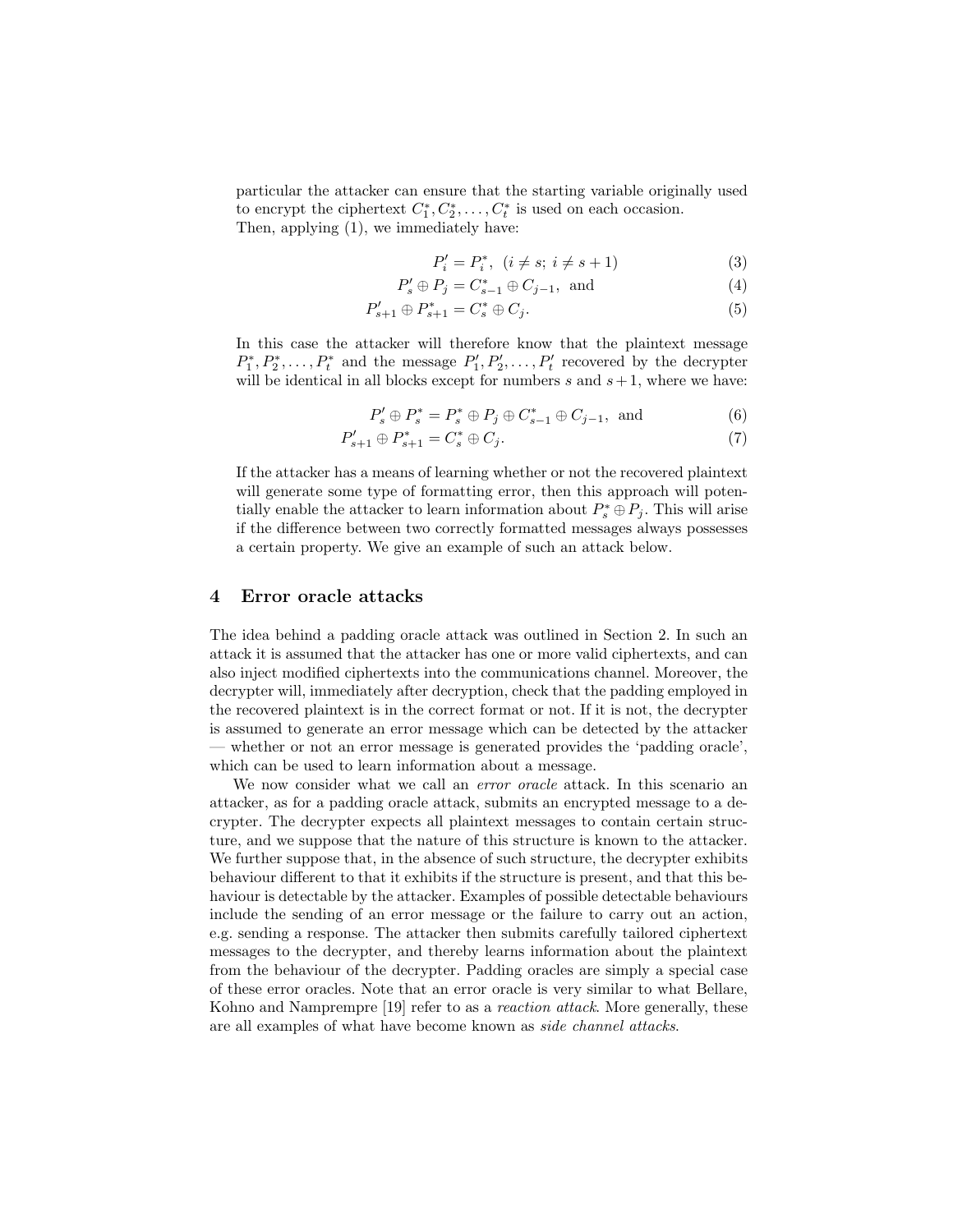particular the attacker can ensure that the starting variable originally used to encrypt the ciphertext $C_1^*, C_2^*, \ldots, C_t^*$ is used on each occasion. Then, applying (1), we immediately have:

$$P_i' = P_i^*, \ \ (i \neq s; \ i \neq s+1) \tag{3}$$

$$P_s' \oplus P_j = C_{s-1}^* \oplus C_{j-1}, \ \text{ and} \tag{4}$$

$$P_{s+1}' \oplus P_{s+1}^* = C_s^* \oplus C_j. \tag{5}$$

In this case the attacker will therefore know that the plaintext message $P_1^*, P_2^*, \ldots, P_t^*$ and the message $P_1', P_2', \ldots, P_t'$ recovered by the decrypter will be identical in all blocks except for numbers $s$ and $s+1$, where we have:

$$P_s' \oplus P_s^* = P_s^* \oplus P_j \oplus C_{s-1}^* \oplus C_{j-1}, \ \text{ and} \tag{6}$$

$$P_{s+1}' \oplus P_{s+1}^* = C_s^* \oplus C_j. \tag{7}$$

If the attacker has a means of learning whether or not the recovered plaintext will generate some type of formatting error, then this approach will potentially enable the attacker to learn information about $P_s^* \oplus P_j$. This will arise if the difference between two correctly formatted messages always possesses a certain property. We give an example of such an attack below.

## 4 Error oracle attacks

The idea behind a padding oracle attack was outlined in Section 2. In such an attack it is assumed that the attacker has one or more valid ciphertexts, and can also inject modified ciphertexts into the communications channel. Moreover, the decrypter will, immediately after decryption, check that the padding employed in the recovered plaintext is in the correct format or not. If it is not, the decrypter is assumed to generate an error message which can be detected by the attacker — whether or not an error message is generated provides the 'padding oracle', which can be used to learn information about a message.

We now consider what we call an *error oracle* attack. In this scenario an attacker, as for a padding oracle attack, submits an encrypted message to a decrypter. The decrypter expects all plaintext messages to contain certain structure, and we suppose that the nature of this structure is known to the attacker. We further suppose that, in the absence of such structure, the decrypter exhibits behaviour different to that it exhibits if the structure is present, and that this behaviour is detectable by the attacker. Examples of possible detectable behaviours include the sending of an error message or the failure to carry out an action, e.g. sending a response. The attacker then submits carefully tailored ciphertext messages to the decrypter, and thereby learns information about the plaintext from the behaviour of the decrypter. Padding oracles are simply a special case of these error oracles. Note that an error oracle is very similar to what Bellare, Kohno and Namprempre [19] refer to as a *reaction attack*. More generally, these are all examples of what have become known as *side channel attacks*.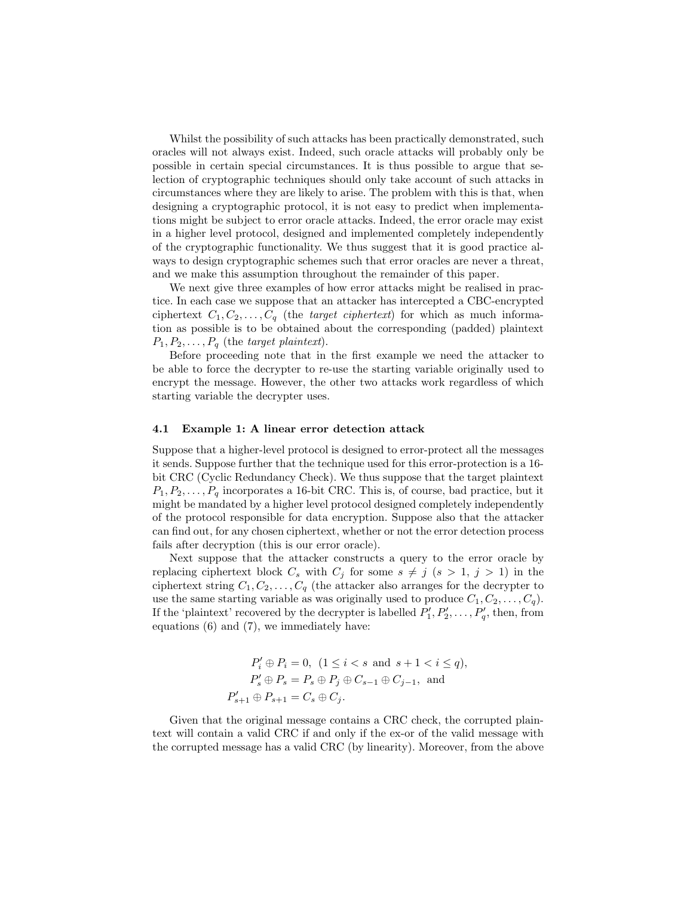Whilst the possibility of such attacks has been practically demonstrated, such oracles will not always exist. Indeed, such oracle attacks will probably only be possible in certain special circumstances. It is thus possible to argue that selection of cryptographic techniques should only take account of such attacks in circumstances where they are likely to arise. The problem with this is that, when designing a cryptographic protocol, it is not easy to predict when implementations might be subject to error oracle attacks. Indeed, the error oracle may exist in a higher level protocol, designed and implemented completely independently of the cryptographic functionality. We thus suggest that it is good practice always to design cryptographic schemes such that error oracles are never a threat, and we make this assumption throughout the remainder of this paper.

We next give three examples of how error attacks might be realised in practice. In each case we suppose that an attacker has intercepted a CBC-encrypted ciphertext $C_1, C_2, \ldots, C_q$ (the *target ciphertext*) for which as much information as possible is to be obtained about the corresponding (padded) plaintext $P_1, P_2, \ldots, P_q$ (the *target plaintext*).

Before proceeding note that in the first example we need the attacker to be able to force the decrypter to re-use the starting variable originally used to encrypt the message. However, the other two attacks work regardless of which starting variable the decrypter uses.

### 4.1 Example 1: A linear error detection attack

Suppose that a higher-level protocol is designed to error-protect all the messages it sends. Suppose further that the technique used for this error-protection is a 16-bit CRC (Cyclic Redundancy Check). We thus suppose that the target plaintext $P_1, P_2, \ldots, P_q$ incorporates a 16-bit CRC. This is, of course, bad practice, but it might be mandated by a higher level protocol designed completely independently of the protocol responsible for data encryption. Suppose also that the attacker can find out, for any chosen ciphertext, whether or not the error detection process fails after decryption (this is our error oracle).

Next suppose that the attacker constructs a query to the error oracle by replacing ciphertext block $C_s$ with $C_j$ for some $s \neq j$ ($s > 1$, $j > 1$) in the ciphertext string $C_1, C_2, \ldots, C_q$ (the attacker also arranges for the decrypter to use the same starting variable as was originally used to produce $C_1, C_2, \ldots, C_q$). If the 'plaintext' recovered by the decrypter is labelled $P'_1, P'_2, \ldots, P'_q$, then, from equations (6) and (7), we immediately have:

$$
\begin{aligned}
P'_i \oplus P_i &= 0, \ \ (1 \leq i < s \text{ and } s+1 < i \leq q), \\
P'_s \oplus P_s &= P_s \oplus P_j \oplus C_{s-1} \oplus C_{j-1}, \text{ and} \\
P'_{s+1} \oplus P_{s+1} &= C_s \oplus C_j.
\end{aligned}
$$

Given that the original message contains a CRC check, the corrupted plaintext will contain a valid CRC if and only if the ex-or of the valid message with the corrupted message has a valid CRC (by linearity). Moreover, from the above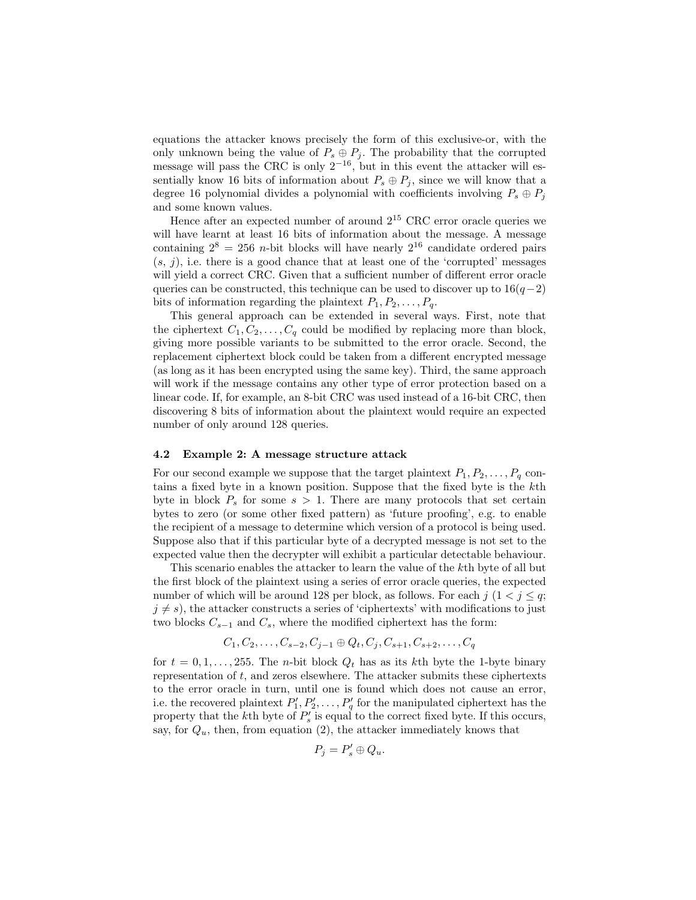equations the attacker knows precisely the form of this exclusive-or, with the only unknown being the value of $P_s \oplus P_j$. The probability that the corrupted message will pass the CRC is only $2^{-16}$, but in this event the attacker will essentially know 16 bits of information about $P_s \oplus P_j$, since we will know that a degree 16 polynomial divides a polynomial with coefficients involving $P_s \oplus P_j$ and some known values.

Hence after an expected number of around $2^{15}$ CRC error oracle queries we will have learnt at least 16 bits of information about the message. A message containing $2^8 = 256$ $n$-bit blocks will have nearly $2^{16}$ candidate ordered pairs $(s, j)$, i.e. there is a good chance that at least one of the 'corrupted' messages will yield a correct CRC. Given that a sufficient number of different error oracle queries can be constructed, this technique can be used to discover up to $16(q-2)$ bits of information regarding the plaintext $P_1, P_2, \ldots, P_q$.

This general approach can be extended in several ways. First, note that the ciphertext $C_1, C_2, \ldots, C_q$ could be modified by replacing more than block, giving more possible variants to be submitted to the error oracle. Second, the replacement ciphertext block could be taken from a different encrypted message (as long as it has been encrypted using the same key). Third, the same approach will work if the message contains any other type of error protection based on a linear code. If, for example, an 8-bit CRC was used instead of a 16-bit CRC, then discovering 8 bits of information about the plaintext would require an expected number of only around 128 queries.

### 4.2 Example 2: A message structure attack

For our second example we suppose that the target plaintext $P_1, P_2, \ldots, P_q$ contains a fixed byte in a known position. Suppose that the fixed byte is the $k$th byte in block $P_s$ for some $s > 1$. There are many protocols that set certain bytes to zero (or some other fixed pattern) as 'future proofing', e.g. to enable the recipient of a message to determine which version of a protocol is being used. Suppose also that if this particular byte of a decrypted message is not set to the expected value then the decrypter will exhibit a particular detectable behaviour.

This scenario enables the attacker to learn the value of the $k$th byte of all but the first block of the plaintext using a series of error oracle queries, the expected number of which will be around 128 per block, as follows. For each $j$ ($1 < j \leq q$; $j \neq s$), the attacker constructs a series of 'ciphertexts' with modifications to just two blocks $C_{s-1}$ and $C_s$, where the modified ciphertext has the form:

$$C_1, C_2, \ldots, C_{s-2}, C_{j-1} \oplus Q_t, C_j, C_{s+1}, C_{s+2}, \ldots, C_q$$

for $t = 0, 1, \ldots, 255$. The $n$-bit block $Q_t$ has as its $k$th byte the 1-byte binary representation of $t$, and zeros elsewhere. The attacker submits these ciphertexts to the error oracle in turn, until one is found which does not cause an error, i.e. the recovered plaintext $P'_1, P'_2, \ldots, P'_q$ for the manipulated ciphertext has the property that the $k$th byte of $P'_s$ is equal to the correct fixed byte. If this occurs, say, for $Q_u$, then, from equation (2), the attacker immediately knows that

$$P_j = P'_s \oplus Q_u.$$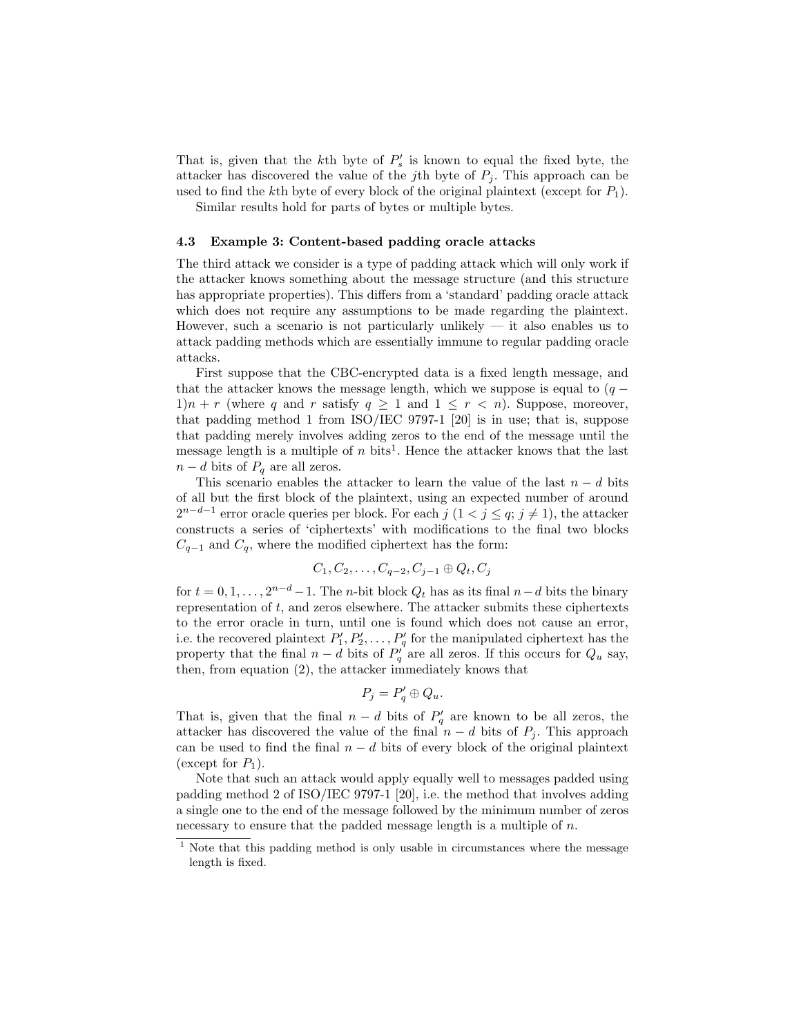That is, given that the $k$th byte of $P'_s$ is known to equal the fixed byte, the attacker has discovered the value of the $j$th byte of $P_j$. This approach can be used to find the $k$th byte of every block of the original plaintext (except for $P_1$).

Similar results hold for parts of bytes or multiple bytes.

### 4.3 Example 3: Content-based padding oracle attacks

The third attack we consider is a type of padding attack which will only work if the attacker knows something about the message structure (and this structure has appropriate properties). This differs from a 'standard' padding oracle attack which does not require any assumptions to be made regarding the plaintext. However, such a scenario is not particularly unlikely — it also enables us to attack padding methods which are essentially immune to regular padding oracle attacks.

First suppose that the CBC-encrypted data is a fixed length message, and that the attacker knows the message length, which we suppose is equal to $(q-1)n + r$ (where $q$ and $r$ satisfy $q \geq 1$ and $1 \leq r < n$). Suppose, moreover, that padding method 1 from ISO/IEC 9797-1 [20] is in use; that is, suppose that padding merely involves adding zeros to the end of the message until the message length is a multiple of $n$ bits[1]. Hence the attacker knows that the last $n-d$ bits of $P_q$ are all zeros.

This scenario enables the attacker to learn the value of the last $n-d$ bits of all but the first block of the plaintext, using an expected number of around $2^{n-d-1}$ error oracle queries per block. For each $j$ ($1 < j \leq q; j \neq 1$), the attacker constructs a series of 'ciphertexts' with modifications to the final two blocks $C_{q-1}$ and $C_q$, where the modified ciphertext has the form:

$$C_1, C_2, \ldots, C_{q-2}, C_{j-1} \oplus Q_t, C_j$$

for $t = 0, 1, \ldots, 2^{n-d}-1$. The $n$-bit block $Q_t$ has as its final $n-d$ bits the binary representation of $t$, and zeros elsewhere. The attacker submits these ciphertexts to the error oracle in turn, until one is found which does not cause an error, i.e. the recovered plaintext $P'_1, P'_2, \ldots, P'_q$ for the manipulated ciphertext has the property that the final $n-d$ bits of $P'_q$ are all zeros. If this occurs for $Q_u$ say, then, from equation (2), the attacker immediately knows that

$$P_j = P'_q \oplus Q_u.$$

That is, given that the final $n-d$ bits of $P'_q$ are known to be all zeros, the attacker has discovered the value of the final $n-d$ bits of $P_j$. This approach can be used to find the final $n-d$ bits of every block of the original plaintext (except for $P_1$).

Note that such an attack would apply equally well to messages padded using padding method 2 of ISO/IEC 9797-1 [20], i.e. the method that involves adding a single one to the end of the message followed by the minimum number of zeros necessary to ensure that the padded message length is a multiple of $n$.

---

[1] Note that this padding method is only usable in circumstances where the message length is fixed.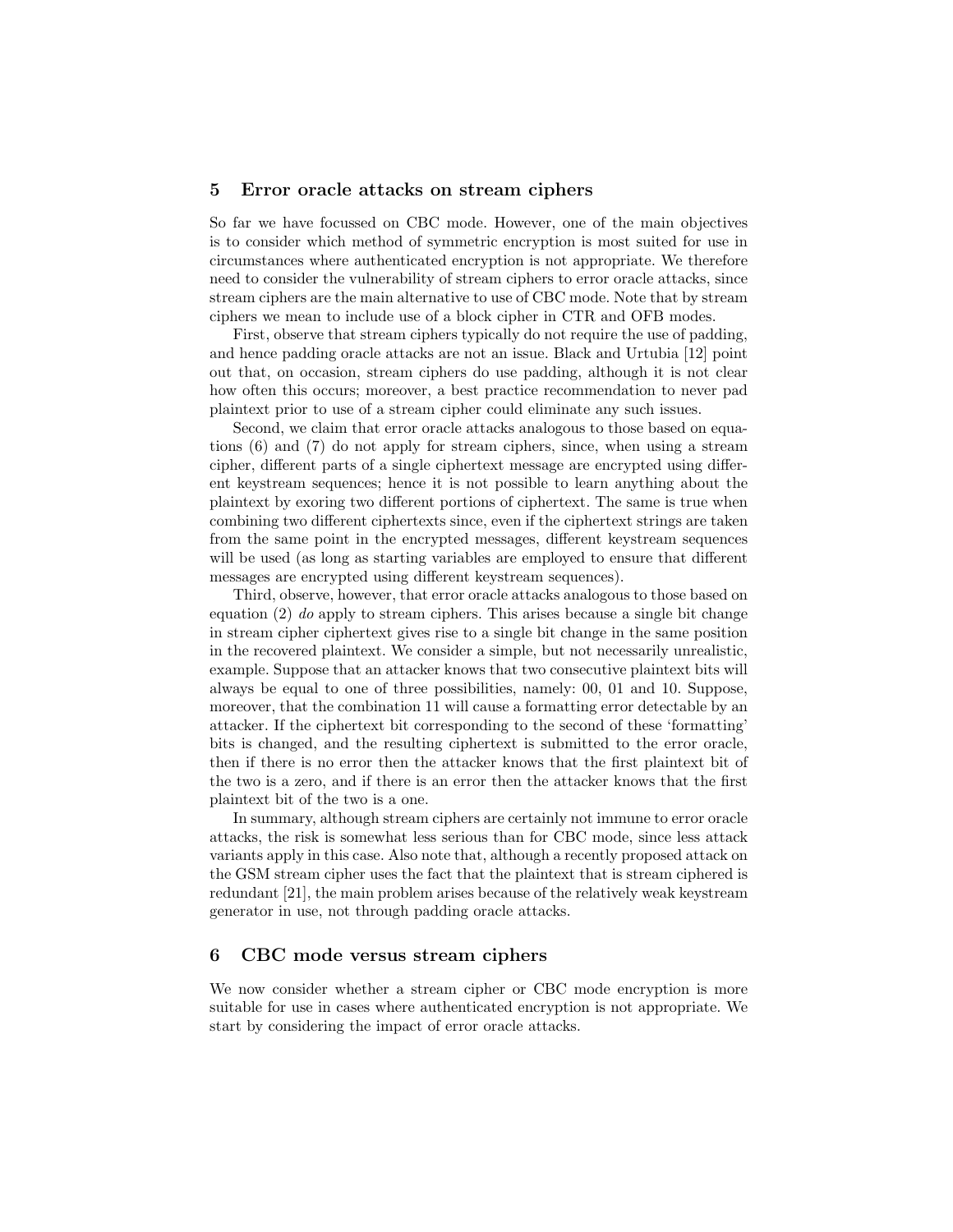## 5 Error oracle attacks on stream ciphers

So far we have focussed on CBC mode. However, one of the main objectives is to consider which method of symmetric encryption is most suited for use in circumstances where authenticated encryption is not appropriate. We therefore need to consider the vulnerability of stream ciphers to error oracle attacks, since stream ciphers are the main alternative to use of CBC mode. Note that by stream ciphers we mean to include use of a block cipher in CTR and OFB modes.

First, observe that stream ciphers typically do not require the use of padding, and hence padding oracle attacks are not an issue. Black and Urtubia [12] point out that, on occasion, stream ciphers do use padding, although it is not clear how often this occurs; moreover, a best practice recommendation to never pad plaintext prior to use of a stream cipher could eliminate any such issues.

Second, we claim that error oracle attacks analogous to those based on equations (6) and (7) do not apply for stream ciphers, since, when using a stream cipher, different parts of a single ciphertext message are encrypted using different keystream sequences; hence it is not possible to learn anything about the plaintext by exoring two different portions of ciphertext. The same is true when combining two different ciphertexts since, even if the ciphertext strings are taken from the same point in the encrypted messages, different keystream sequences will be used (as long as starting variables are employed to ensure that different messages are encrypted using different keystream sequences).

Third, observe, however, that error oracle attacks analogous to those based on equation (2) *do* apply to stream ciphers. This arises because a single bit change in stream cipher ciphertext gives rise to a single bit change in the same position in the recovered plaintext. We consider a simple, but not necessarily unrealistic, example. Suppose that an attacker knows that two consecutive plaintext bits will always be equal to one of three possibilities, namely: 00, 01 and 10. Suppose, moreover, that the combination 11 will cause a formatting error detectable by an attacker. If the ciphertext bit corresponding to the second of these 'formatting' bits is changed, and the resulting ciphertext is submitted to the error oracle, then if there is no error then the attacker knows that the first plaintext bit of the two is a zero, and if there is an error then the attacker knows that the first plaintext bit of the two is a one.

In summary, although stream ciphers are certainly not immune to error oracle attacks, the risk is somewhat less serious than for CBC mode, since less attack variants apply in this case. Also note that, although a recently proposed attack on the GSM stream cipher uses the fact that the plaintext that is stream ciphered is redundant [21], the main problem arises because of the relatively weak keystream generator in use, not through padding oracle attacks.

## 6 CBC mode versus stream ciphers

We now consider whether a stream cipher or CBC mode encryption is more suitable for use in cases where authenticated encryption is not appropriate. We start by considering the impact of error oracle attacks.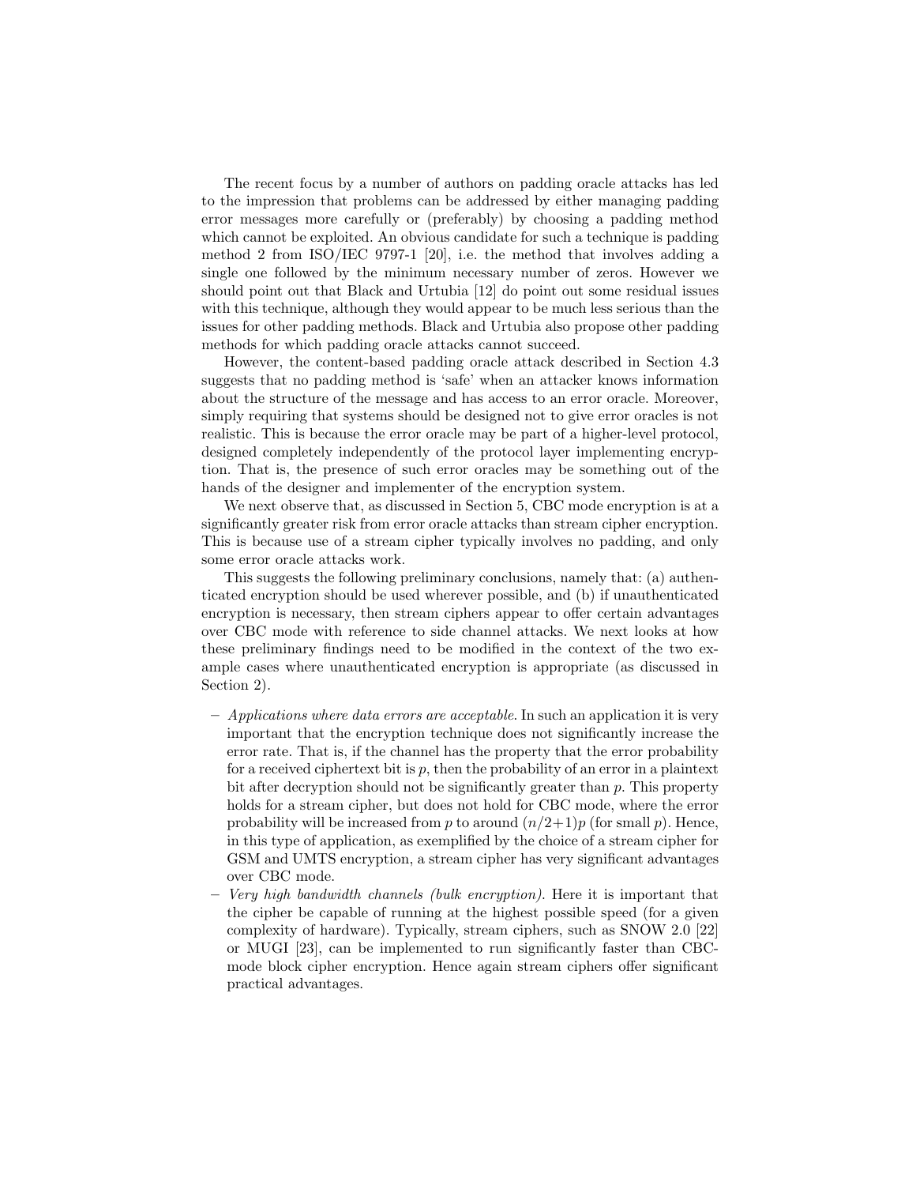The recent focus by a number of authors on padding oracle attacks has led to the impression that problems can be addressed by either managing padding error messages more carefully or (preferably) by choosing a padding method which cannot be exploited. An obvious candidate for such a technique is padding method 2 from ISO/IEC 9797-1 [20], i.e. the method that involves adding a single one followed by the minimum necessary number of zeros. However we should point out that Black and Urtubia [12] do point out some residual issues with this technique, although they would appear to be much less serious than the issues for other padding methods. Black and Urtubia also propose other padding methods for which padding oracle attacks cannot succeed.

However, the content-based padding oracle attack described in Section 4.3 suggests that no padding method is 'safe' when an attacker knows information about the structure of the message and has access to an error oracle. Moreover, simply requiring that systems should be designed not to give error oracles is not realistic. This is because the error oracle may be part of a higher-level protocol, designed completely independently of the protocol layer implementing encryption. That is, the presence of such error oracles may be something out of the hands of the designer and implementer of the encryption system.

We next observe that, as discussed in Section 5, CBC mode encryption is at a significantly greater risk from error oracle attacks than stream cipher encryption. This is because use of a stream cipher typically involves no padding, and only some error oracle attacks work.

This suggests the following preliminary conclusions, namely that: (a) authenticated encryption should be used wherever possible, and (b) if unauthenticated encryption is necessary, then stream ciphers appear to offer certain advantages over CBC mode with reference to side channel attacks. We next looks at how these preliminary findings need to be modified in the context of the two example cases where unauthenticated encryption is appropriate (as discussed in Section 2).

- *Applications where data errors are acceptable.* In such an application it is very important that the encryption technique does not significantly increase the error rate. That is, if the channel has the property that the error probability for a received ciphertext bit is $p$, then the probability of an error in a plaintext bit after decryption should not be significantly greater than $p$. This property holds for a stream cipher, but does not hold for CBC mode, where the error probability will be increased from $p$ to around $(n/2+1)p$ (for small $p$). Hence, in this type of application, as exemplified by the choice of a stream cipher for GSM and UMTS encryption, a stream cipher has very significant advantages over CBC mode.
- *Very high bandwidth channels (bulk encryption).* Here it is important that the cipher be capable of running at the highest possible speed (for a given complexity of hardware). Typically, stream ciphers, such as SNOW 2.0 [22] or MUGI [23], can be implemented to run significantly faster than CBC-mode block cipher encryption. Hence again stream ciphers offer significant practical advantages.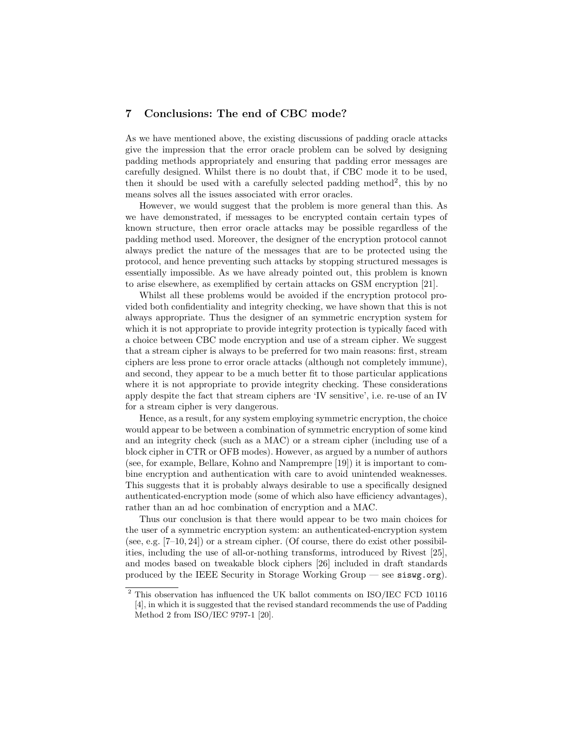## 7 Conclusions: The end of CBC mode?

As we have mentioned above, the existing discussions of padding oracle attacks give the impression that the error oracle problem can be solved by designing padding methods appropriately and ensuring that padding error messages are carefully designed. Whilst there is no doubt that, if CBC mode it to be used, then it should be used with a carefully selected padding method[2], this by no means solves all the issues associated with error oracles.

However, we would suggest that the problem is more general than this. As we have demonstrated, if messages to be encrypted contain certain types of known structure, then error oracle attacks may be possible regardless of the padding method used. Moreover, the designer of the encryption protocol cannot always predict the nature of the messages that are to be protected using the protocol, and hence preventing such attacks by stopping structured messages is essentially impossible. As we have already pointed out, this problem is known to arise elsewhere, as exemplified by certain attacks on GSM encryption [21].

Whilst all these problems would be avoided if the encryption protocol provided both confidentiality and integrity checking, we have shown that this is not always appropriate. Thus the designer of an symmetric encryption system for which it is not appropriate to provide integrity protection is typically faced with a choice between CBC mode encryption and use of a stream cipher. We suggest that a stream cipher is always to be preferred for two main reasons: first, stream ciphers are less prone to error oracle attacks (although not completely immune), and second, they appear to be a much better fit to those particular applications where it is not appropriate to provide integrity checking. These considerations apply despite the fact that stream ciphers are 'IV sensitive', i.e. re-use of an IV for a stream cipher is very dangerous.

Hence, as a result, for any system employing symmetric encryption, the choice would appear to be between a combination of symmetric encryption of some kind and an integrity check (such as a MAC) or a stream cipher (including use of a block cipher in CTR or OFB modes). However, as argued by a number of authors (see, for example, Bellare, Kohno and Namprempre [19]) it is important to combine encryption and authentication with care to avoid unintended weaknesses. This suggests that it is probably always desirable to use a specifically designed authenticated-encryption mode (some of which also have efficiency advantages), rather than an ad hoc combination of encryption and a MAC.

Thus our conclusion is that there would appear to be two main choices for the user of a symmetric encryption system: an authenticated-encryption system (see, e.g. [7–10, 24]) or a stream cipher. (Of course, there do exist other possibilities, including the use of all-or-nothing transforms, introduced by Rivest [25], and modes based on tweakable block ciphers [26] included in draft standards produced by the IEEE Security in Storage Working Group — see `siswg.org`).

---

[2] This observation has influenced the UK ballot comments on ISO/IEC FCD 10116 [4], in which it is suggested that the revised standard recommends the use of Padding Method 2 from ISO/IEC 9797-1 [20].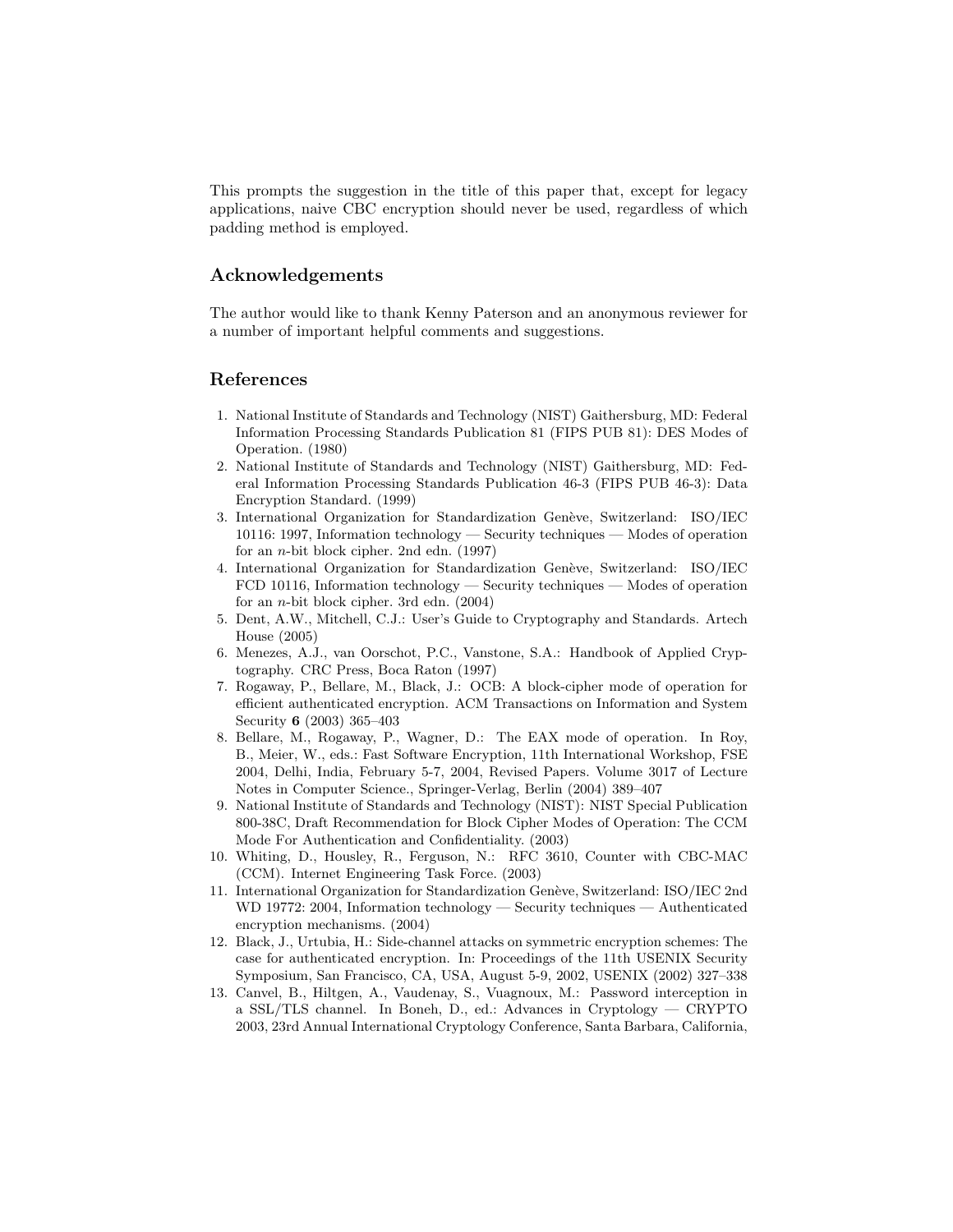This prompts the suggestion in the title of this paper that, except for legacy applications, naive CBC encryption should never be used, regardless of which padding method is employed.

## Acknowledgements

The author would like to thank Kenny Paterson and an anonymous reviewer for a number of important helpful comments and suggestions.

## References

1. National Institute of Standards and Technology (NIST) Gaithersburg, MD: Federal Information Processing Standards Publication 81 (FIPS PUB 81): DES Modes of Operation. (1980)
2. National Institute of Standards and Technology (NIST) Gaithersburg, MD: Federal Information Processing Standards Publication 46-3 (FIPS PUB 46-3): Data Encryption Standard. (1999)
3. International Organization for Standardization Genève, Switzerland: ISO/IEC 10116: 1997, Information technology — Security techniques — Modes of operation for an $n$-bit block cipher. 2nd edn. (1997)
4. International Organization for Standardization Genève, Switzerland: ISO/IEC FCD 10116, Information technology — Security techniques — Modes of operation for an $n$-bit block cipher. 3rd edn. (2004)
5. Dent, A.W., Mitchell, C.J.: User's Guide to Cryptography and Standards. Artech House (2005)
6. Menezes, A.J., van Oorschot, P.C., Vanstone, S.A.: Handbook of Applied Cryptography. CRC Press, Boca Raton (1997)
7. Rogaway, P., Bellare, M., Black, J.: OCB: A block-cipher mode of operation for efficient authenticated encryption. ACM Transactions on Information and System Security **6** (2003) 365–403
8. Bellare, M., Rogaway, P., Wagner, D.: The EAX mode of operation. In Roy, B., Meier, W., eds.: Fast Software Encryption, 11th International Workshop, FSE 2004, Delhi, India, February 5-7, 2004, Revised Papers. Volume 3017 of Lecture Notes in Computer Science., Springer-Verlag, Berlin (2004) 389–407
9. National Institute of Standards and Technology (NIST): NIST Special Publication 800-38C, Draft Recommendation for Block Cipher Modes of Operation: The CCM Mode For Authentication and Confidentiality. (2003)
10. Whiting, D., Housley, R., Ferguson, N.: RFC 3610, Counter with CBC-MAC (CCM). Internet Engineering Task Force. (2003)
11. International Organization for Standardization Genève, Switzerland: ISO/IEC 2nd WD 19772: 2004, Information technology — Security techniques — Authenticated encryption mechanisms. (2004)
12. Black, J., Urtubia, H.: Side-channel attacks on symmetric encryption schemes: The case for authenticated encryption. In: Proceedings of the 11th USENIX Security Symposium, San Francisco, CA, USA, August 5-9, 2002, USENIX (2002) 327–338
13. Canvel, B., Hiltgen, A., Vaudenay, S., Vuagnoux, M.: Password interception in a SSL/TLS channel. In Boneh, D., ed.: Advances in Cryptology — CRYPTO 2003, 23rd Annual International Cryptology Conference, Santa Barbara, California,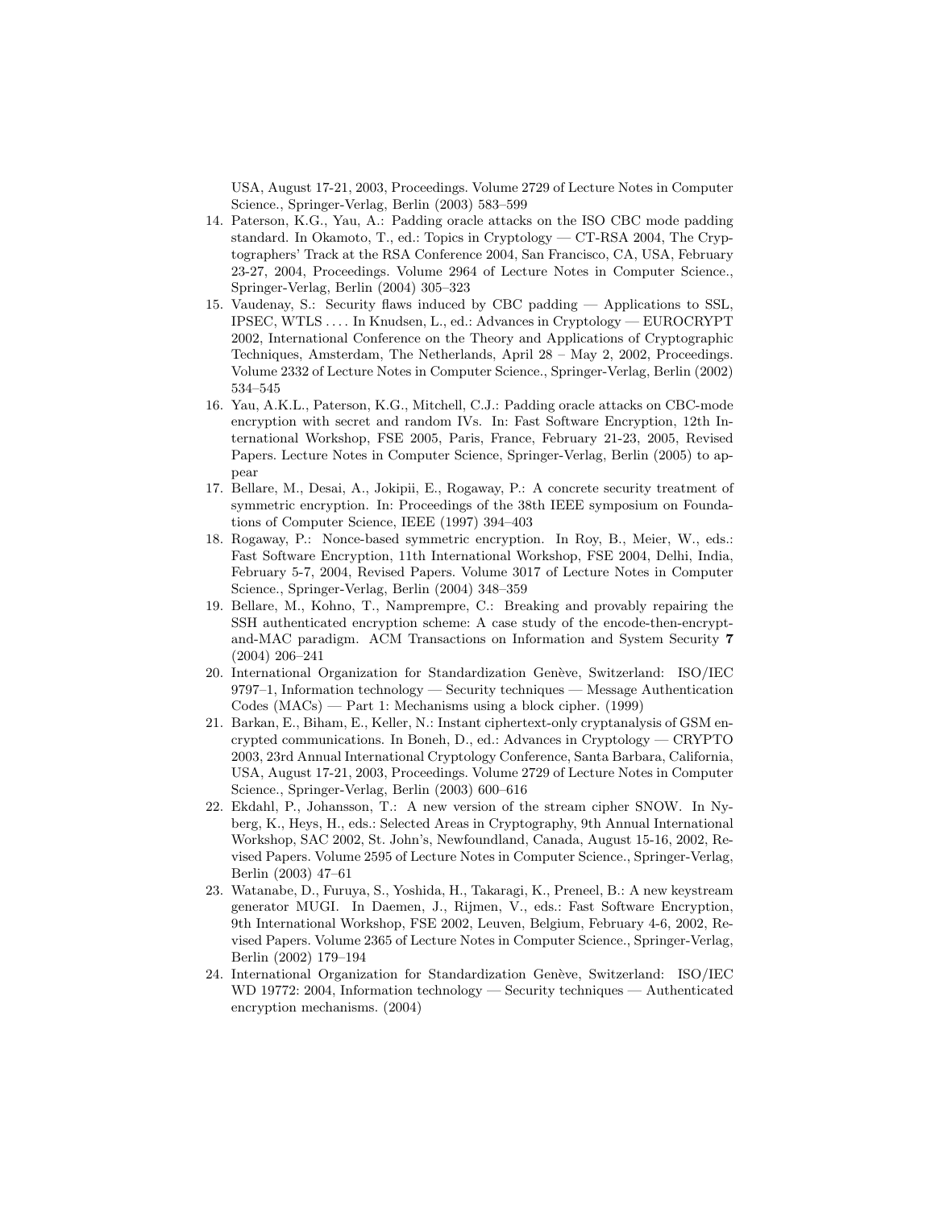USA, August 17-21, 2003, Proceedings. Volume 2729 of Lecture Notes in Computer Science., Springer-Verlag, Berlin (2003) 583–599

14. Paterson, K.G., Yau, A.: Padding oracle attacks on the ISO CBC mode padding standard. In Okamoto, T., ed.: Topics in Cryptology — CT-RSA 2004, The Cryptographers' Track at the RSA Conference 2004, San Francisco, CA, USA, February 23-27, 2004, Proceedings. Volume 2964 of Lecture Notes in Computer Science., Springer-Verlag, Berlin (2004) 305–323
15. Vaudenay, S.: Security flaws induced by CBC padding — Applications to SSL, IPSEC, WTLS . . . . In Knudsen, L., ed.: Advances in Cryptology — EUROCRYPT 2002, International Conference on the Theory and Applications of Cryptographic Techniques, Amsterdam, The Netherlands, April 28 – May 2, 2002, Proceedings. Volume 2332 of Lecture Notes in Computer Science., Springer-Verlag, Berlin (2002) 534–545
16. Yau, A.K.L., Paterson, K.G., Mitchell, C.J.: Padding oracle attacks on CBC-mode encryption with secret and random IVs. In: Fast Software Encryption, 12th International Workshop, FSE 2005, Paris, France, February 21-23, 2005, Revised Papers. Lecture Notes in Computer Science, Springer-Verlag, Berlin (2005) to appear
17. Bellare, M., Desai, A., Jokipii, E., Rogaway, P.: A concrete security treatment of symmetric encryption. In: Proceedings of the 38th IEEE symposium on Foundations of Computer Science, IEEE (1997) 394–403
18. Rogaway, P.: Nonce-based symmetric encryption. In Roy, B., Meier, W., eds.: Fast Software Encryption, 11th International Workshop, FSE 2004, Delhi, India, February 5-7, 2004, Revised Papers. Volume 3017 of Lecture Notes in Computer Science., Springer-Verlag, Berlin (2004) 348–359
19. Bellare, M., Kohno, T., Namprempre, C.: Breaking and provably repairing the SSH authenticated encryption scheme: A case study of the encode-then-encrypt-and-MAC paradigm. ACM Transactions on Information and System Security **7** (2004) 206–241
20. International Organization for Standardization Genève, Switzerland: ISO/IEC 9797–1, Information technology — Security techniques — Message Authentication Codes (MACs) — Part 1: Mechanisms using a block cipher. (1999)
21. Barkan, E., Biham, E., Keller, N.: Instant ciphertext-only cryptanalysis of GSM encrypted communications. In Boneh, D., ed.: Advances in Cryptology — CRYPTO 2003, 23rd Annual International Cryptology Conference, Santa Barbara, California, USA, August 17-21, 2003, Proceedings. Volume 2729 of Lecture Notes in Computer Science., Springer-Verlag, Berlin (2003) 600–616
22. Ekdahl, P., Johansson, T.: A new version of the stream cipher SNOW. In Nyberg, K., Heys, H., eds.: Selected Areas in Cryptography, 9th Annual International Workshop, SAC 2002, St. John's, Newfoundland, Canada, August 15-16, 2002, Revised Papers. Volume 2595 of Lecture Notes in Computer Science., Springer-Verlag, Berlin (2003) 47–61
23. Watanabe, D., Furuya, S., Yoshida, H., Takaragi, K., Preneel, B.: A new keystream generator MUGI. In Daemen, J., Rijmen, V., eds.: Fast Software Encryption, 9th International Workshop, FSE 2002, Leuven, Belgium, February 4-6, 2002, Revised Papers. Volume 2365 of Lecture Notes in Computer Science., Springer-Verlag, Berlin (2002) 179–194
24. International Organization for Standardization Genève, Switzerland: ISO/IEC WD 19772: 2004, Information technology — Security techniques — Authenticated encryption mechanisms. (2004)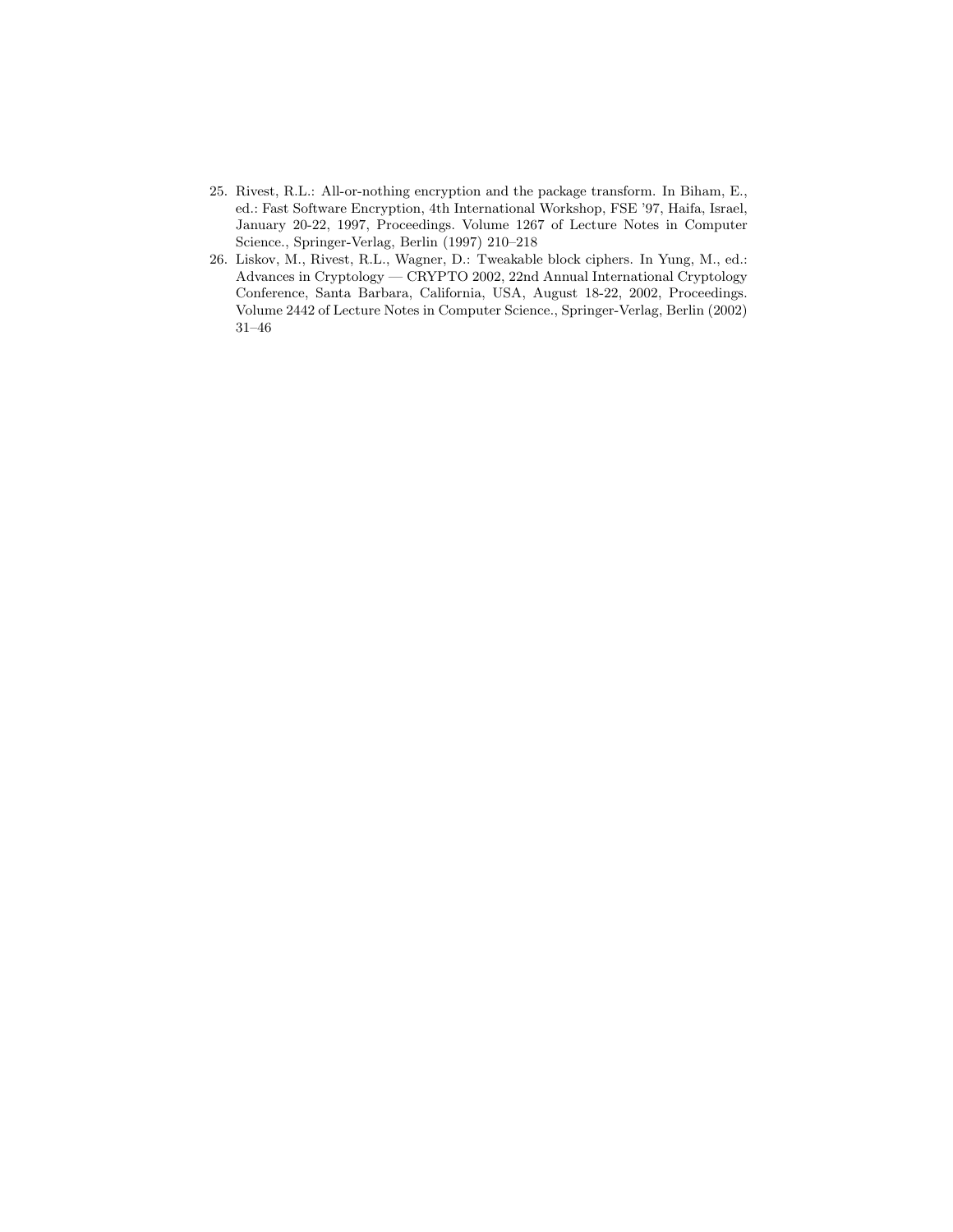25. Rivest, R.L.: All-or-nothing encryption and the package transform. In Biham, E., ed.: Fast Software Encryption, 4th International Workshop, FSE '97, Haifa, Israel, January 20-22, 1997, Proceedings. Volume 1267 of Lecture Notes in Computer Science., Springer-Verlag, Berlin (1997) 210–218
26. Liskov, M., Rivest, R.L., Wagner, D.: Tweakable block ciphers. In Yung, M., ed.: Advances in Cryptology — CRYPTO 2002, 22nd Annual International Cryptology Conference, Santa Barbara, California, USA, August 18-22, 2002, Proceedings. Volume 2442 of Lecture Notes in Computer Science., Springer-Verlag, Berlin (2002) 31–46